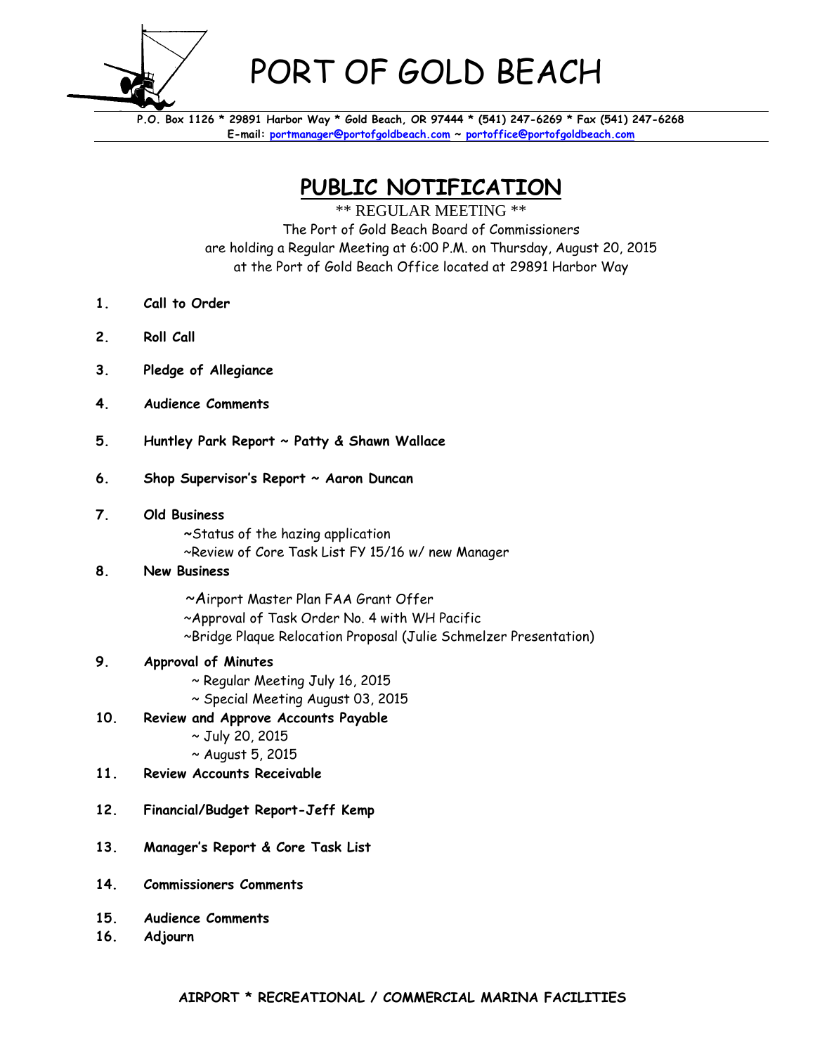# PORT OF GOLD BEACH

**P.O. Box 1126 * 29891 Harbor Way * Gold Beach, OR 97444 * (541) 247-6269 * Fax (541) 247-6268**
**E-mail: portmanager@portofgoldbeach.com ~ portoffice@portofgoldbeach.com**

## PUBLIC NOTIFICATION

** REGULAR MEETING **

The Port of Gold Beach Board of Commissioners
are holding a Regular Meeting at 6:00 P.M. on Thursday, August 20, 2015
at the Port of Gold Beach Office located at 29891 Harbor Way

1. **Call to Order**
2. **Roll Call**
3. **Pledge of Allegiance**
4. **Audience Comments**
5. **Huntley Park Report ~ Patty & Shawn Wallace**
6. **Shop Supervisor's Report ~ Aaron Duncan**
7. **Old Business**
   ~Status of the hazing application
   ~Review of Core Task List FY 15/16 w/ new Manager
8. **New Business**
   ~Airport Master Plan FAA Grant Offer
   ~Approval of Task Order No. 4 with WH Pacific
   ~Bridge Plaque Relocation Proposal (Julie Schmelzer Presentation)
9. **Approval of Minutes**
   ~ Regular Meeting July 16, 2015
   ~ Special Meeting August 03, 2015
10. **Review and Approve Accounts Payable**
    ~ July 20, 2015
    ~ August 5, 2015
11. **Review Accounts Receivable**
12. **Financial/Budget Report-Jeff Kemp**
13. **Manager's Report & Core Task List**
14. **Commissioners Comments**
15. **Audience Comments**
16. **Adjourn**

**AIRPORT * RECREATIONAL / COMMERCIAL MARINA FACILITIES**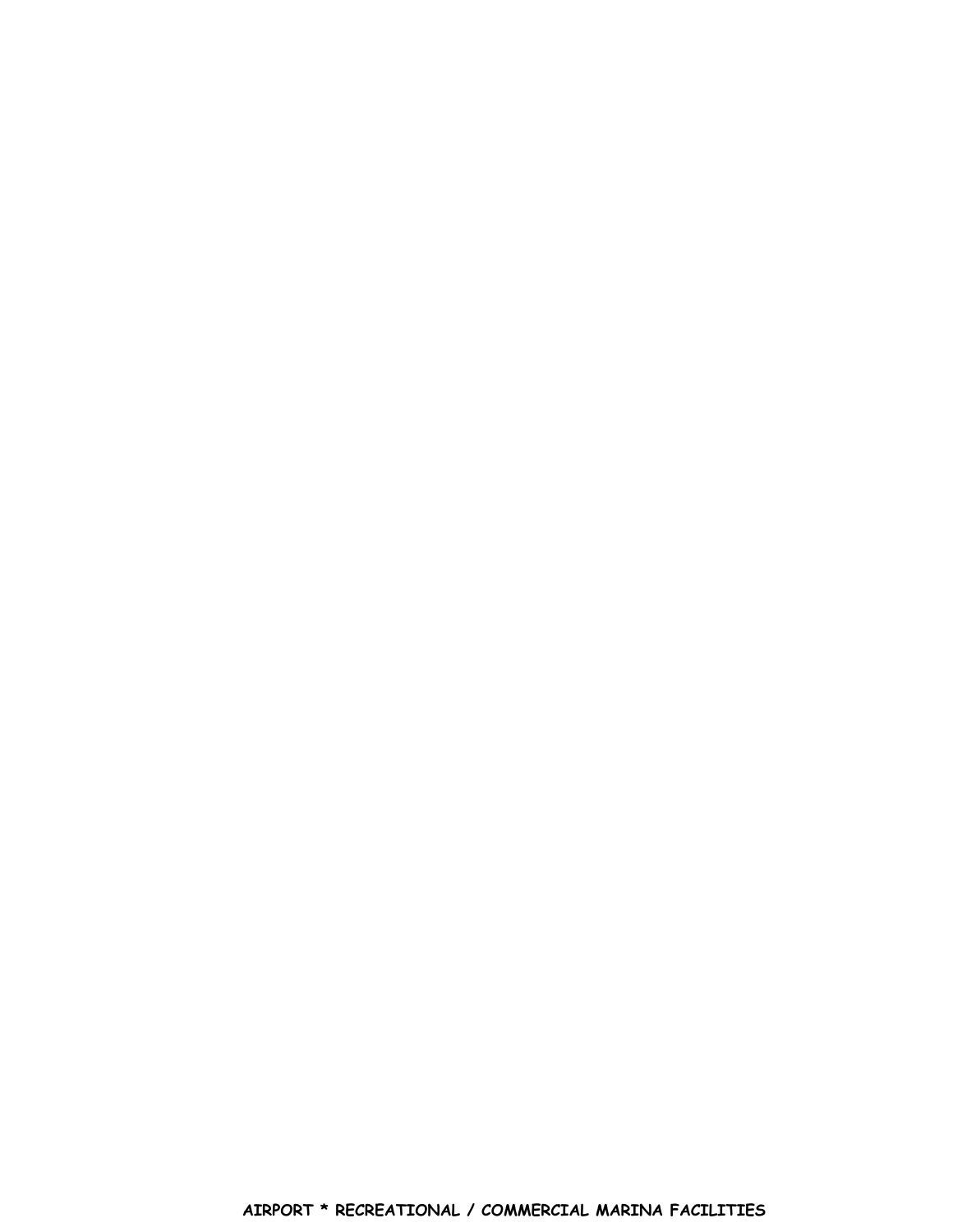AIRPORT * RECREATIONAL / COMMERCIAL MARINA FACILITIES